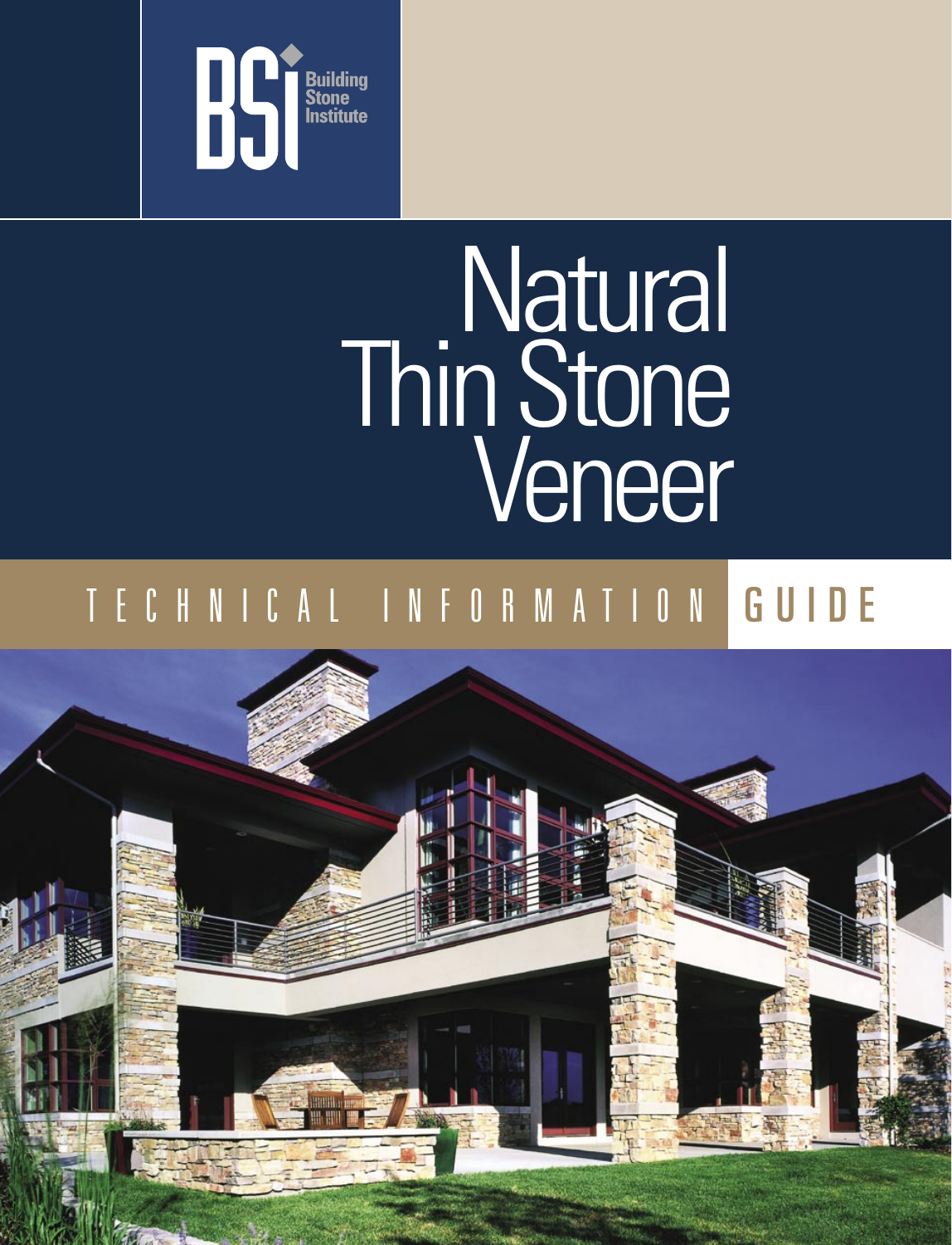BSI Building Stone Institute

# Natural Thin Stone Veneer

## TECHNICAL INFORMATION GUIDE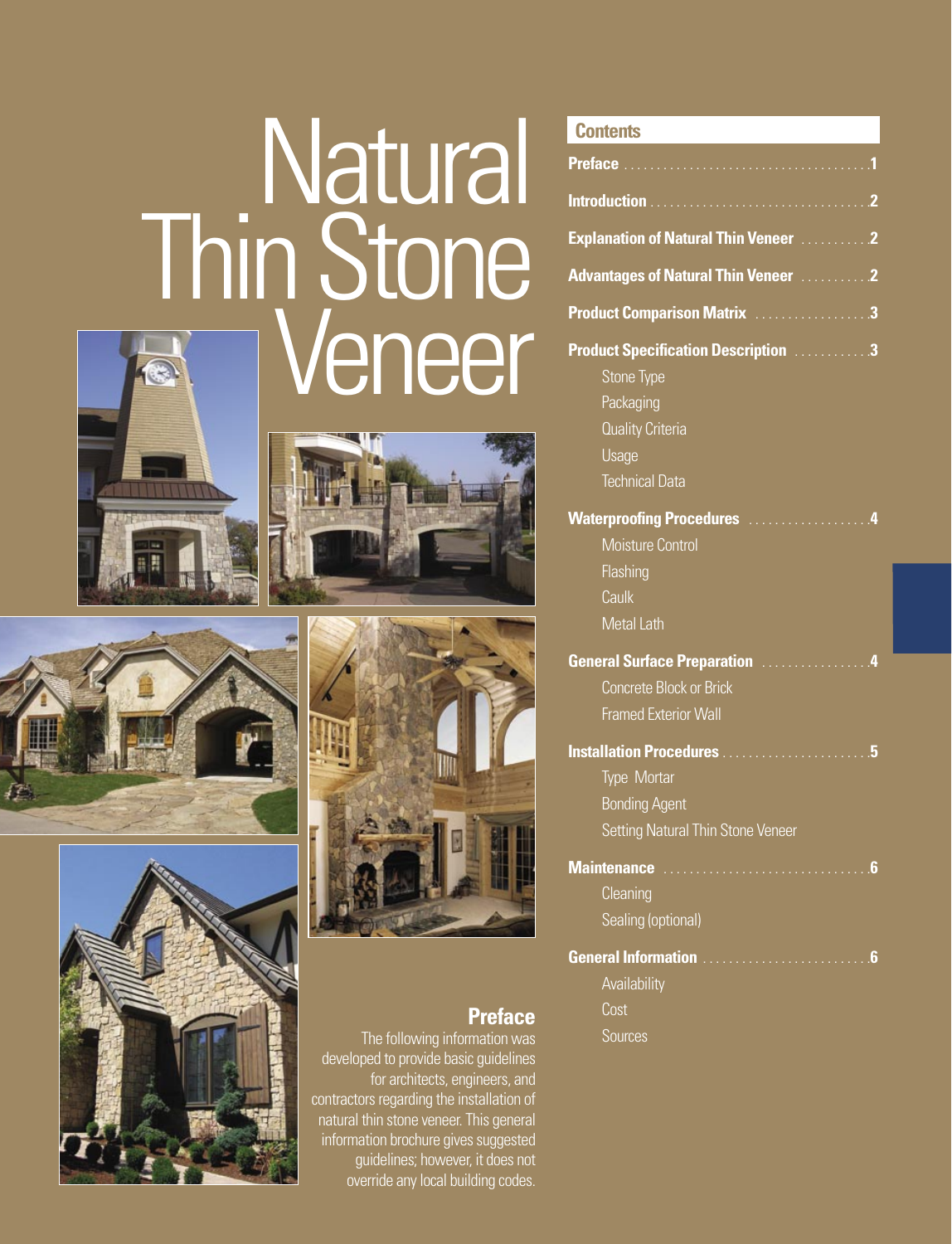# Natural Thin Stone Veneer

## Contents

**Preface** .......... 1

**Introduction** .......... 2

**Explanation of Natural Thin Veneer** .......... 2

**Advantages of Natural Thin Veneer** .......... 2

**Product Comparison Matrix** .......... 3

**Product Specification Description** .......... 3

- Stone Type
- Packaging
- Quality Criteria
- Usage
- Technical Data

**Waterproofing Procedures** .......... 4

- Moisture Control
- Flashing
- Caulk
- Metal Lath

**General Surface Preparation** .......... 4

- Concrete Block or Brick
- Framed Exterior Wall

**Installation Procedures** .......... 5

- Type Mortar
- Bonding Agent
- Setting Natural Thin Stone Veneer

**Maintenance** .......... 6

- Cleaning
- Sealing (optional)

**General Information** .......... 6

- Availability
- Cost
- Sources

## Preface

The following information was developed to provide basic guidelines for architects, engineers, and contractors regarding the installation of natural thin stone veneer. This general information brochure gives suggested guidelines; however, it does not override any local building codes.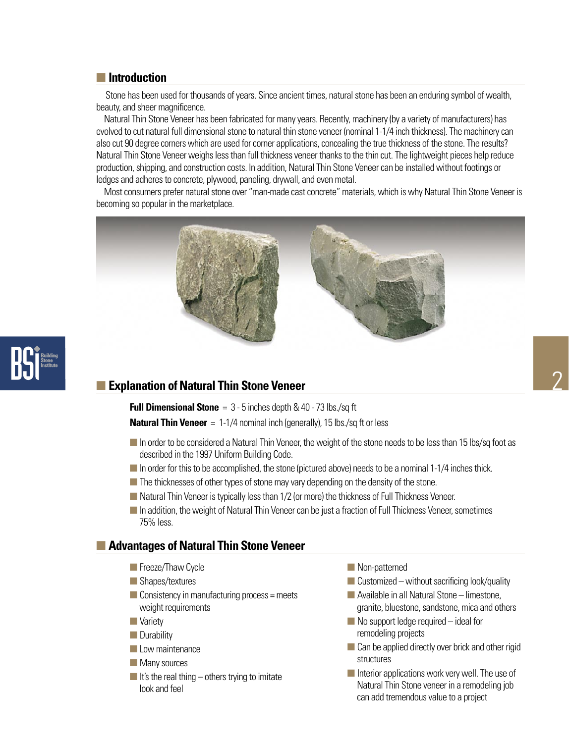## Introduction

Stone has been used for thousands of years. Since ancient times, natural stone has been an enduring symbol of wealth, beauty, and sheer magnificence.

Natural Thin Stone Veneer has been fabricated for many years. Recently, machinery (by a variety of manufacturers) has evolved to cut natural full dimensional stone to natural thin stone veneer (nominal 1-1/4 inch thickness). The machinery can also cut 90 degree corners which are used for corner applications, concealing the true thickness of the stone. The results? Natural Thin Stone Veneer weighs less than full thickness veneer thanks to the thin cut. The lightweight pieces help reduce production, shipping, and construction costs. In addition, Natural Thin Stone Veneer can be installed without footings or ledges and adheres to concrete, plywood, paneling, drywall, and even metal.

Most consumers prefer natural stone over "man-made cast concrete" materials, which is why Natural Thin Stone Veneer is becoming so popular in the marketplace.

## Explanation of Natural Thin Stone Veneer

**Full Dimensional Stone** = 3 - 5 inches depth & 40 - 73 lbs./sq ft

**Natural Thin Veneer** = 1-1/4 nominal inch (generally), 15 lbs./sq ft or less

- In order to be considered a Natural Thin Veneer, the weight of the stone needs to be less than 15 lbs/sq foot as described in the 1997 Uniform Building Code.
- In order for this to be accomplished, the stone (pictured above) needs to be a nominal 1-1/4 inches thick.
- The thicknesses of other types of stone may vary depending on the density of the stone.
- Natural Thin Veneer is typically less than 1/2 (or more) the thickness of Full Thickness Veneer.
- In addition, the weight of Natural Thin Veneer can be just a fraction of Full Thickness Veneer, sometimes 75% less.

## Advantages of Natural Thin Stone Veneer

- Freeze/Thaw Cycle
- Shapes/textures
- Consistency in manufacturing process = meets weight requirements
- Variety
- Durability
- Low maintenance
- Many sources
- It's the real thing – others trying to imitate look and feel
- Non-patterned
- Customized – without sacrificing look/quality
- Available in all Natural Stone – limestone, granite, bluestone, sandstone, mica and others
- No support ledge required – ideal for remodeling projects
- Can be applied directly over brick and other rigid structures
- Interior applications work very well. The use of Natural Thin Stone veneer in a remodeling job can add tremendous value to a project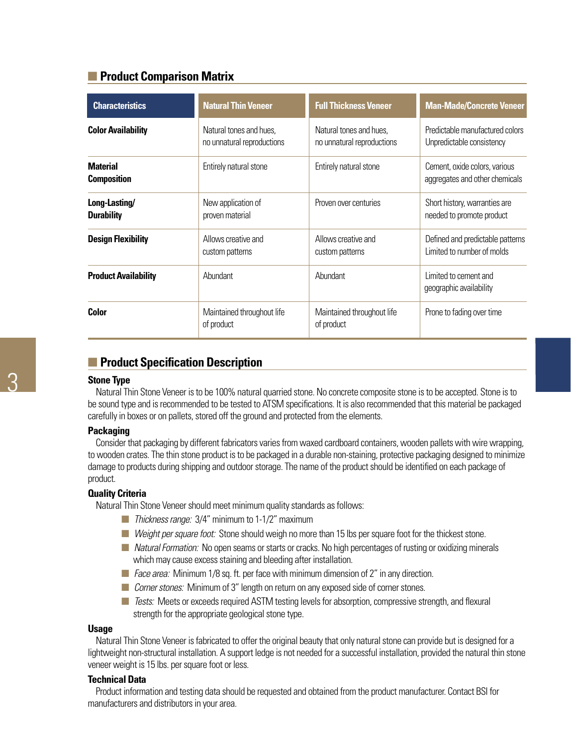## Product Comparison Matrix

| Characteristics | Natural Thin Veneer | Full Thickness Veneer | Man-Made/Concrete Veneer |
|---|---|---|---|
| **Color Availability** | Natural tones and hues, no unnatural reproductions | Natural tones and hues, no unnatural reproductions | Predictable manufactured colors Unpredictable consistency |
| **Material Composition** | Entirely natural stone | Entirely natural stone | Cement, oxide colors, various aggregates and other chemicals |
| **Long-Lasting/ Durability** | New application of proven material | Proven over centuries | Short history, warranties are needed to promote product |
| **Design Flexibility** | Allows creative and custom patterns | Allows creative and custom patterns | Defined and predictable patterns Limited to number of molds |
| **Product Availability** | Abundant | Abundant | Limited to cement and geographic availability |
| **Color** | Maintained throughout life of product | Maintained throughout life of product | Prone to fading over time |

## Product Specification Description

### Stone Type

Natural Thin Stone Veneer is to be 100% natural quarried stone. No concrete composite stone is to be accepted. Stone is to be sound type and is recommended to be tested to ATSM specifications. It is also recommended that this material be packaged carefully in boxes or on pallets, stored off the ground and protected from the elements.

### Packaging

Consider that packaging by different fabricators varies from waxed cardboard containers, wooden pallets with wire wrapping, to wooden crates. The thin stone product is to be packaged in a durable non-staining, protective packaging designed to minimize damage to products during shipping and outdoor storage. The name of the product should be identified on each package of product.

### Quality Criteria

Natural Thin Stone Veneer should meet minimum quality standards as follows:

- *Thickness range:* 3/4" minimum to 1-1/2" maximum
- *Weight per square foot:* Stone should weigh no more than 15 lbs per square foot for the thickest stone.
- *Natural Formation:* No open seams or starts or cracks. No high percentages of rusting or oxidizing minerals which may cause excess staining and bleeding after installation.
- *Face area:* Minimum 1/8 sq. ft. per face with minimum dimension of 2" in any direction.
- *Corner stones:* Minimum of 3" length on return on any exposed side of corner stones.
- *Tests:* Meets or exceeds required ASTM testing levels for absorption, compressive strength, and flexural strength for the appropriate geological stone type.

### Usage

Natural Thin Stone Veneer is fabricated to offer the original beauty that only natural stone can provide but is designed for a lightweight non-structural installation. A support ledge is not needed for a successful installation, provided the natural thin stone veneer weight is 15 lbs. per square foot or less.

### Technical Data

Product information and testing data should be requested and obtained from the product manufacturer. Contact BSI for manufacturers and distributors in your area.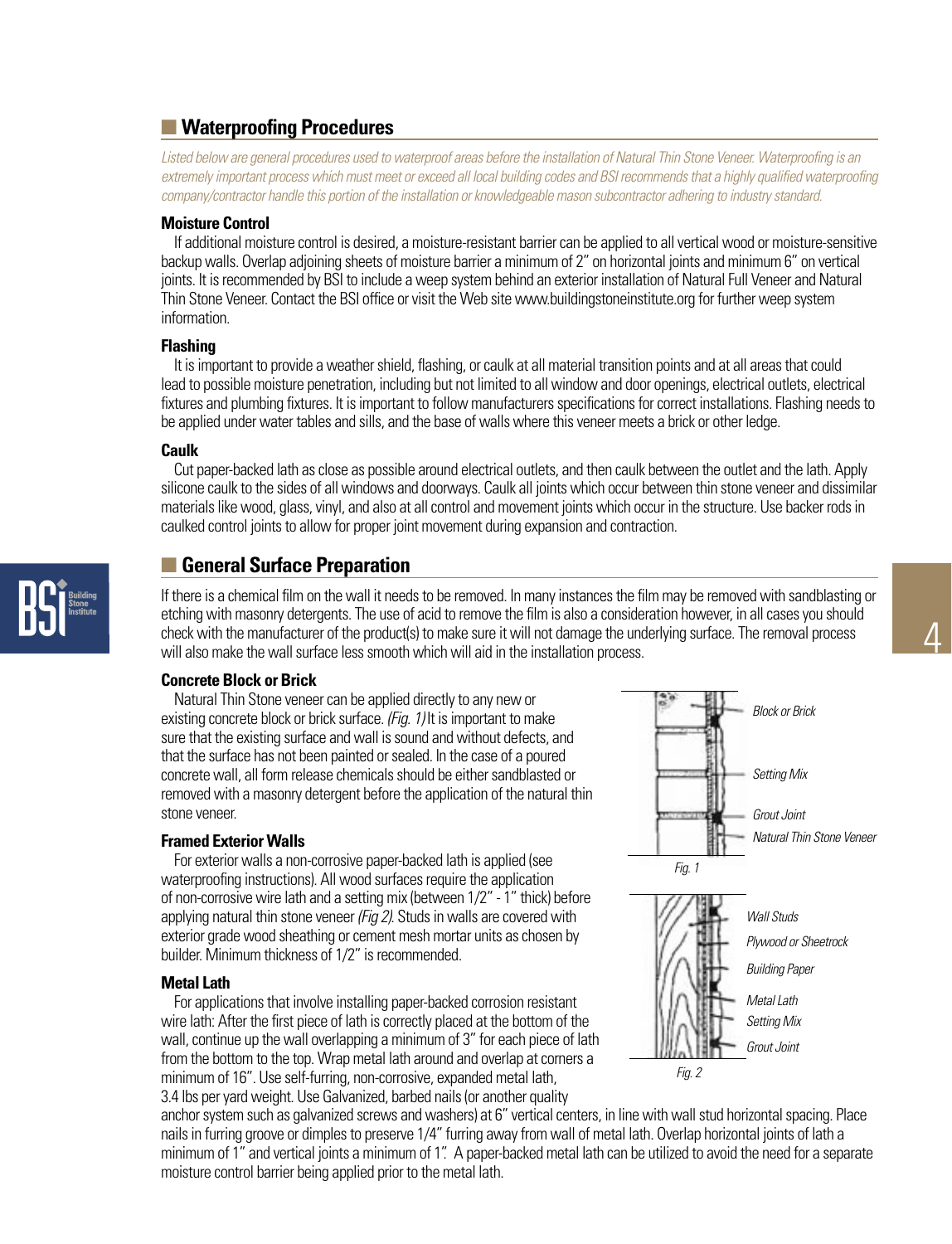## Waterproofing Procedures

*Listed below are general procedures used to waterproof areas before the installation of Natural Thin Stone Veneer. Waterproofing is an extremely important process which must meet or exceed all local building codes and BSI recommends that a highly qualified waterproofing company/contractor handle this portion of the installation or knowledgeable mason subcontractor adhering to industry standard.*

### Moisture Control

If additional moisture control is desired, a moisture-resistant barrier can be applied to all vertical wood or moisture-sensitive backup walls. Overlap adjoining sheets of moisture barrier a minimum of 2" on horizontal joints and minimum 6" on vertical joints. It is recommended by BSI to include a weep system behind an exterior installation of Natural Full Veneer and Natural Thin Stone Veneer. Contact the BSI office or visit the Web site www.buildingstoneinstitute.org for further weep system information.

### Flashing

It is important to provide a weather shield, flashing, or caulk at all material transition points and at all areas that could lead to possible moisture penetration, including but not limited to all window and door openings, electrical outlets, electrical fixtures and plumbing fixtures. It is important to follow manufacturers specifications for correct installations. Flashing needs to be applied under water tables and sills, and the base of walls where this veneer meets a brick or other ledge.

### Caulk

Cut paper-backed lath as close as possible around electrical outlets, and then caulk between the outlet and the lath. Apply silicone caulk to the sides of all windows and doorways. Caulk all joints which occur between thin stone veneer and dissimilar materials like wood, glass, vinyl, and also at all control and movement joints which occur in the structure. Use backer rods in caulked control joints to allow for proper joint movement during expansion and contraction.

## General Surface Preparation

If there is a chemical film on the wall it needs to be removed. In many instances the film may be removed with sandblasting or etching with masonry detergents. The use of acid to remove the film is also a consideration however, in all cases you should check with the manufacturer of the product(s) to make sure it will not damage the underlying surface. The removal process will also make the wall surface less smooth which will aid in the installation process.

### Concrete Block or Brick

Natural Thin Stone veneer can be applied directly to any new or existing concrete block or brick surface. *(Fig. 1)* It is important to make sure that the existing surface and wall is sound and without defects, and that the surface has not been painted or sealed. In the case of a poured concrete wall, all form release chemicals should be either sandblasted or removed with a masonry detergent before the application of the natural thin stone veneer.

*Block or Brick*

*Setting Mix*

*Grout Joint*

*Natural Thin Stone Veneer*

*Fig. 1*

### Framed Exterior Walls

For exterior walls a non-corrosive paper-backed lath is applied (see waterproofing instructions). All wood surfaces require the application of non-corrosive wire lath and a setting mix (between 1/2" - 1" thick) before applying natural thin stone veneer *(Fig 2)*. Studs in walls are covered with exterior grade wood sheathing or cement mesh mortar units as chosen by builder. Minimum thickness of 1/2" is recommended.

*Wall Studs*

*Plywood or Sheetrock*

*Building Paper*

*Metal Lath*

*Setting Mix*

*Grout Joint*

*Fig. 2*

### Metal Lath

For applications that involve installing paper-backed corrosion resistant wire lath: After the first piece of lath is correctly placed at the bottom of the wall, continue up the wall overlapping a minimum of 3" for each piece of lath from the bottom to the top. Wrap metal lath around and overlap at corners a minimum of 16". Use self-furring, non-corrosive, expanded metal lath, 3.4 lbs per yard weight. Use Galvanized, barbed nails (or another quality anchor system such as galvanized screws and washers) at 6" vertical centers, in line with wall stud horizontal spacing. Place nails in furring groove or dimples to preserve 1/4" furring away from wall of metal lath. Overlap horizontal joints of lath a minimum of 1" and vertical joints a minimum of 1". A paper-backed metal lath can be utilized to avoid the need for a separate moisture control barrier being applied prior to the metal lath.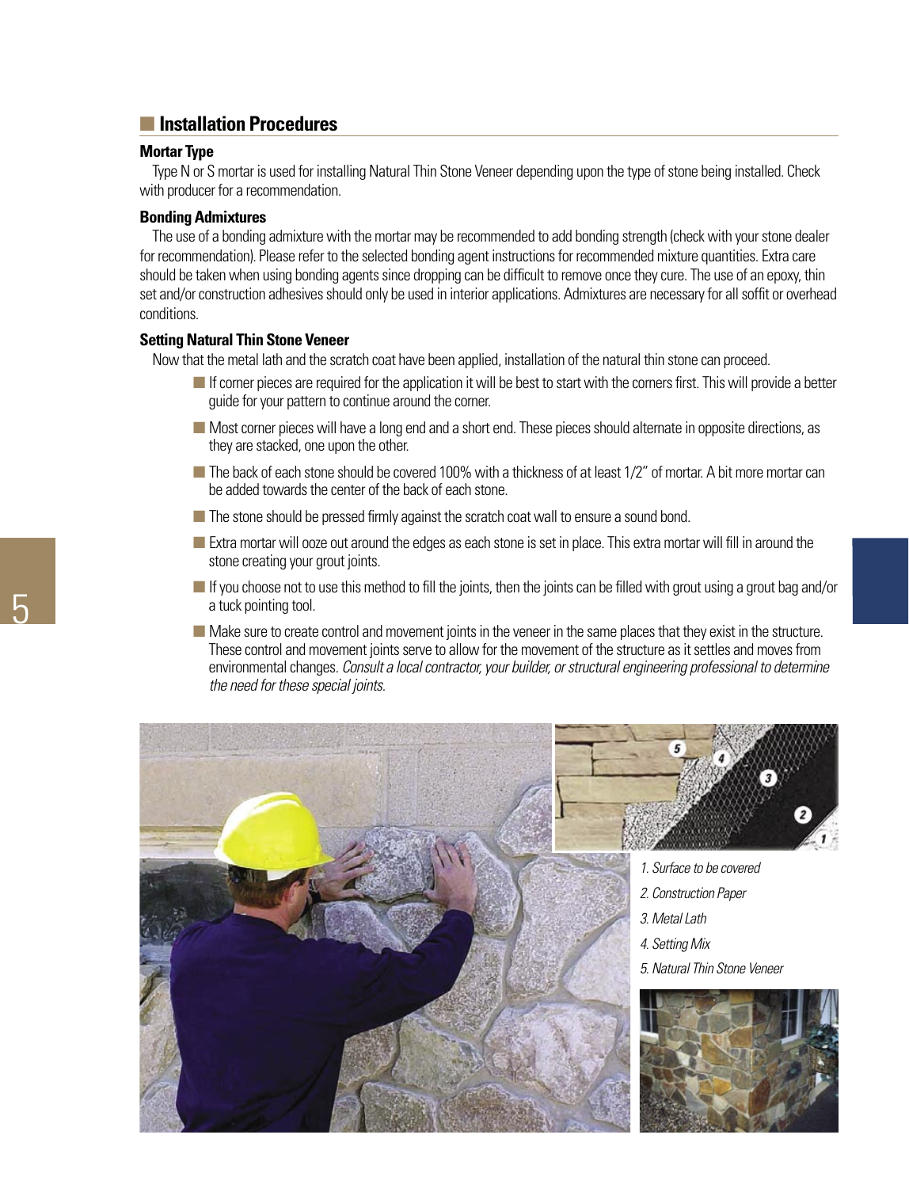## Installation Procedures

### Mortar Type

Type N or S mortar is used for installing Natural Thin Stone Veneer depending upon the type of stone being installed. Check with producer for a recommendation.

### Bonding Admixtures

The use of a bonding admixture with the mortar may be recommended to add bonding strength (check with your stone dealer for recommendation). Please refer to the selected bonding agent instructions for recommended mixture quantities. Extra care should be taken when using bonding agents since dropping can be difficult to remove once they cure. The use of an epoxy, thin set and/or construction adhesives should only be used in interior applications. Admixtures are necessary for all soffit or overhead conditions.

### Setting Natural Thin Stone Veneer

Now that the metal lath and the scratch coat have been applied, installation of the natural thin stone can proceed.

- If corner pieces are required for the application it will be best to start with the corners first. This will provide a better guide for your pattern to continue around the corner.
- Most corner pieces will have a long end and a short end. These pieces should alternate in opposite directions, as they are stacked, one upon the other.
- The back of each stone should be covered 100% with a thickness of at least 1/2" of mortar. A bit more mortar can be added towards the center of the back of each stone.
- The stone should be pressed firmly against the scratch coat wall to ensure a sound bond.
- Extra mortar will ooze out around the edges as each stone is set in place. This extra mortar will fill in around the stone creating your grout joints.
- If you choose not to use this method to fill the joints, then the joints can be filled with grout using a grout bag and/or a tuck pointing tool.
- Make sure to create control and movement joints in the veneer in the same places that they exist in the structure. These control and movement joints serve to allow for the movement of the structure as it settles and moves from environmental changes. *Consult a local contractor, your builder, or structural engineering professional to determine the need for these special joints.*

*1. Surface to be covered*
*2. Construction Paper*
*3. Metal Lath*
*4. Setting Mix*
*5. Natural Thin Stone Veneer*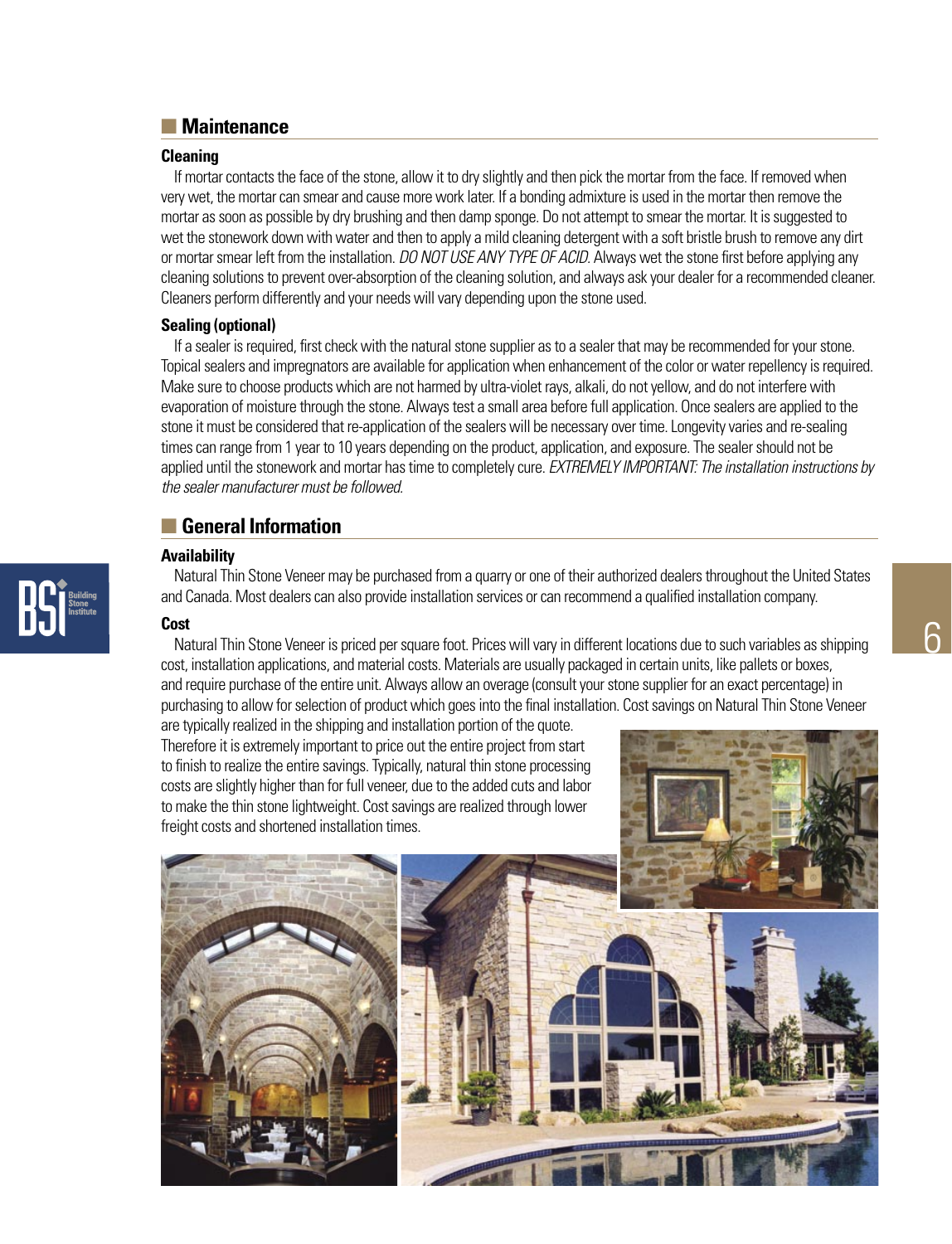## Maintenance

### Cleaning

If mortar contacts the face of the stone, allow it to dry slightly and then pick the mortar from the face. If removed when very wet, the mortar can smear and cause more work later. If a bonding admixture is used in the mortar then remove the mortar as soon as possible by dry brushing and then damp sponge. Do not attempt to smear the mortar. It is suggested to wet the stonework down with water and then to apply a mild cleaning detergent with a soft bristle brush to remove any dirt or mortar smear left from the installation. *DO NOT USE ANY TYPE OF ACID.* Always wet the stone first before applying any cleaning solutions to prevent over-absorption of the cleaning solution, and always ask your dealer for a recommended cleaner. Cleaners perform differently and your needs will vary depending upon the stone used.

### Sealing (optional)

If a sealer is required, first check with the natural stone supplier as to a sealer that may be recommended for your stone. Topical sealers and impregnators are available for application when enhancement of the color or water repellency is required. Make sure to choose products which are not harmed by ultra-violet rays, alkali, do not yellow, and do not interfere with evaporation of moisture through the stone. Always test a small area before full application. Once sealers are applied to the stone it must be considered that re-application of the sealers will be necessary over time. Longevity varies and re-sealing times can range from 1 year to 10 years depending on the product, application, and exposure. The sealer should not be applied until the stonework and mortar has time to completely cure. *EXTREMELY IMPORTANT: The installation instructions by the sealer manufacturer must be followed.*

## General Information

### Availability

Natural Thin Stone Veneer may be purchased from a quarry or one of their authorized dealers throughout the United States and Canada. Most dealers can also provide installation services or can recommend a qualified installation company.

### Cost

Natural Thin Stone Veneer is priced per square foot. Prices will vary in different locations due to such variables as shipping cost, installation applications, and material costs. Materials are usually packaged in certain units, like pallets or boxes, and require purchase of the entire unit. Always allow an overage (consult your stone supplier for an exact percentage) in purchasing to allow for selection of product which goes into the final installation. Cost savings on Natural Thin Stone Veneer are typically realized in the shipping and installation portion of the quote. Therefore it is extremely important to price out the entire project from start to finish to realize the entire savings. Typically, natural thin stone processing costs are slightly higher than for full veneer, due to the added cuts and labor to make the thin stone lightweight. Cost savings are realized through lower freight costs and shortened installation times.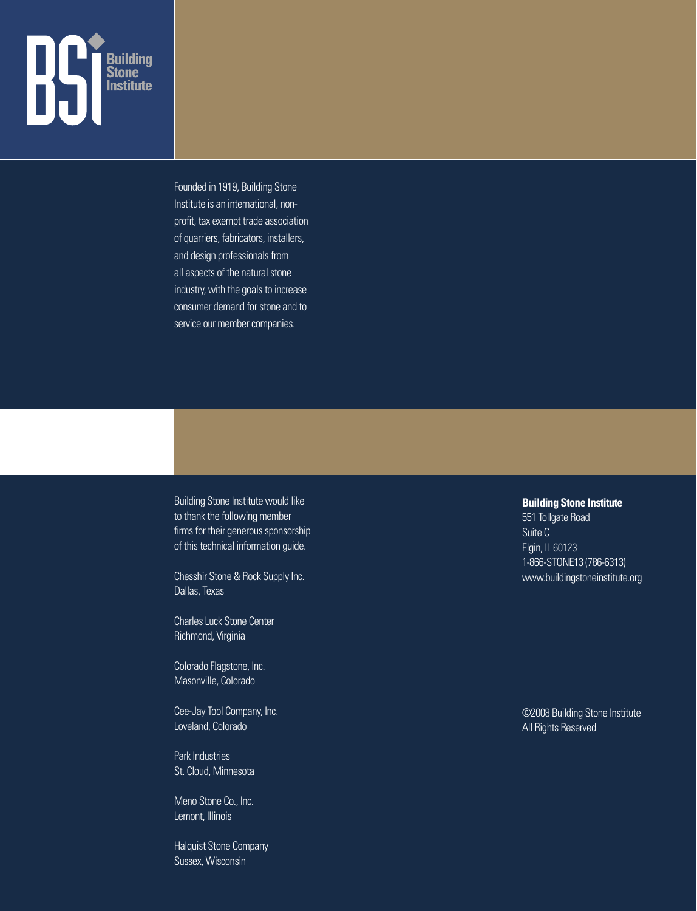Building Stone Institute

Founded in 1919, Building Stone Institute is an international, non-profit, tax exempt trade association of quarriers, fabricators, installers, and design professionals from all aspects of the natural stone industry, with the goals to increase consumer demand for stone and to service our member companies.

Building Stone Institute would like to thank the following member firms for their generous sponsorship of this technical information guide.

Chesshir Stone & Rock Supply Inc.
Dallas, Texas

Charles Luck Stone Center
Richmond, Virginia

Colorado Flagstone, Inc.
Masonville, Colorado

Cee-Jay Tool Company, Inc.
Loveland, Colorado

Park Industries
St. Cloud, Minnesota

Meno Stone Co., Inc.
Lemont, Illinois

Halquist Stone Company
Sussex, Wisconsin

**Building Stone Institute**
551 Tollgate Road
Suite C
Elgin, IL 60123
1-866-STONE13 (786-6313)
www.buildingstoneinstitute.org

©2008 Building Stone Institute
All Rights Reserved